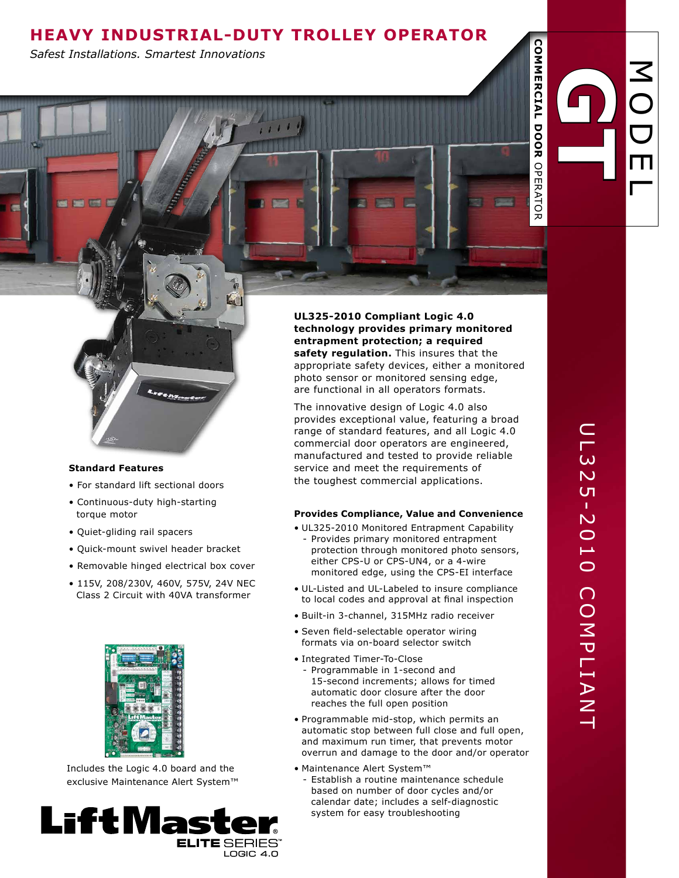# HEAVY INDUSTRIAL-DUTY TROLLEY OPERATOR

*Safest Installations. Smartest Innovations*

**COMMERCIAL DOOR** OPERATOR

MODEL GT

UL325-2010 COMPLIANT

**UL325-2010 Compliant Logic 4.0 technology provides primary monitored entrapment protection; a required safety regulation.** This insures that the appropriate safety devices, either a monitored photo sensor or monitored sensing edge, are functional in all operators formats.

The innovative design of Logic 4.0 also provides exceptional value, featuring a broad range of standard features, and all Logic 4.0 commercial door operators are engineered, manufactured and tested to provide reliable service and meet the requirements of the toughest commercial applications.

### Standard Features

- For standard lift sectional doors
- Continuous-duty high-starting torque motor
- Quiet-gliding rail spacers
- Quick-mount swivel header bracket
- Removable hinged electrical box cover
- 115V, 208/230V, 460V, 575V, 24V NEC Class 2 Circuit with 40VA transformer

Includes the Logic 4.0 board and the exclusive Maintenance Alert System™

### Provides Compliance, Value and Convenience

- UL325-2010 Monitored Entrapment Capability
  - Provides primary monitored entrapment protection through monitored photo sensors, either CPS-U or CPS-UN4, or a 4-wire monitored edge, using the CPS-EI interface
- UL-Listed and UL-Labeled to insure compliance to local codes and approval at final inspection
- Built-in 3-channel, 315MHz radio receiver
- Seven field-selectable operator wiring formats via on-board selector switch
- Integrated Timer-To-Close
  - Programmable in 1-second and 15-second increments; allows for timed automatic door closure after the door reaches the full open position
- Programmable mid-stop, which permits an automatic stop between full close and full open, and maximum run timer, that prevents motor overrun and damage to the door and/or operator
- Maintenance Alert System™
  - Establish a routine maintenance schedule based on number of door cycles and/or calendar date; includes a self-diagnostic system for easy troubleshooting

LiftMaster® ELITE SERIES™ LOGIC 4.0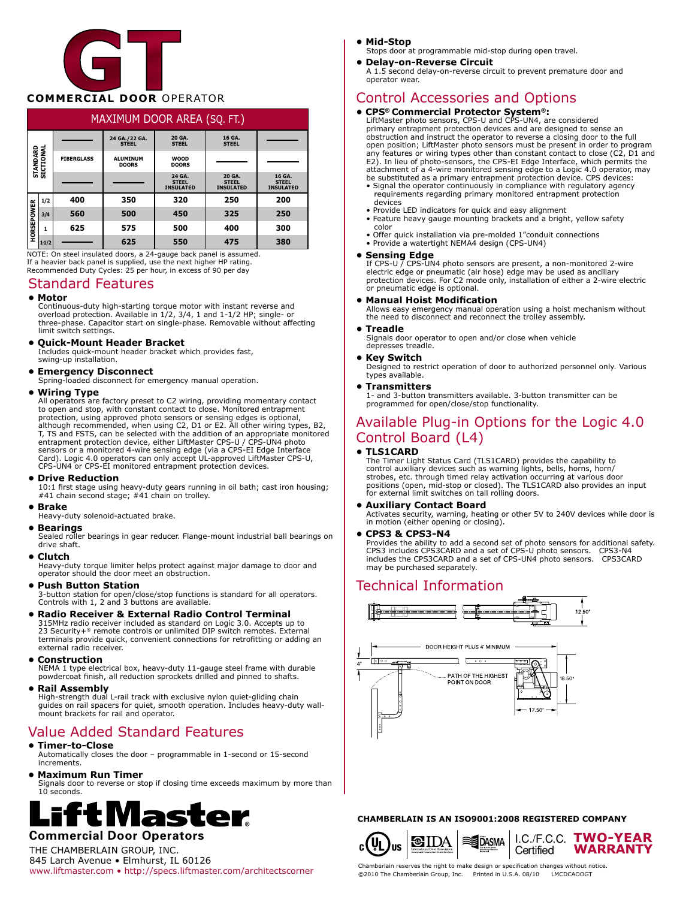# GT

**COMMERCIAL DOOR** OPERATOR

## MAXIMUM DOOR AREA (SQ. FT.)

| | | | | | | |
|---|---|---|---|---|---|---|
| STANDARD SECTIONAL | | ——— | 24 GA./22 GA. STEEL | 20 GA. STEEL | 16 GA. STEEL | ——— |
| | | FIBERGLASS | ALUMINUM DOORS | WOOD DOORS | ——— | ——— |
| | | ——— | ——— | 24 GA. STEEL INSULATED | 20 GA. STEEL INSULATED | 16 GA. STEEL INSULATED |
| HORSEPOWER | 1/2 | 400 | 350 | 320 | 250 | 200 |
| | 3/4 | 560 | 500 | 450 | 325 | 250 |
| | 1 | 625 | 575 | 500 | 400 | 300 |
| | 1-1/2 | ——— | 625 | 550 | 475 | 380 |

NOTE: On steel insulated doors, a 24-gauge back panel is assumed. If a heavier back panel is supplied, use the next higher HP rating.
Recommended Duty Cycles: 25 per hour, in excess of 90 per day

## Standard Features

- **Motor**
  Continuous-duty high-starting torque motor with instant reverse and overload protection. Available in 1/2, 3/4, 1 and 1-1/2 HP; single- or three-phase. Capacitor start on single-phase. Removable without affecting limit switch settings.
- **Quick-Mount Header Bracket**
  Includes quick-mount header bracket which provides fast, swing-up installation.
- **Emergency Disconnect**
  Spring-loaded disconnect for emergency manual operation.
- **Wiring Type**
  All operators are factory preset to C2 wiring, providing momentary contact to open and stop, with constant contact to close. Monitored entrapment protection, using approved photo sensors or sensing edges is optional, although highly recommended, when using C2, D1 or E2. All other wiring types, B2, T, TS and FSTS, can be selected with the addition of an appropriate monitored entrapment protection device, either LiftMaster CPS-U / CPS-UN4 photo sensors or a monitored 4-wire sensing edge (via a CPS-EI Edge Interface Card). Logic 4.0 operators can only accept UL-approved LiftMaster CPS-U, CPS-UN4 or CPS-EI monitored entrapment protection devices.
- **Drive Reduction**
  10:1 first stage using heavy-duty gears running in oil bath; cast iron housing; #41 chain second stage; #41 chain on trolley.
- **Brake**
  Heavy-duty solenoid-actuated brake.
- **Bearings**
  Sealed roller bearings in gear reducer. Flange-mount industrial ball bearings on drive shaft.
- **Clutch**
  Heavy-duty torque limiter helps protect against major damage to door and operator should the door meet an obstruction.
- **Push Button Station**
  3-button station for open/close/stop functions is standard for all operators. Controls with 1, 2 and 3 buttons are available.
- **Radio Receiver & External Radio Control Terminal**
  315MHz radio receiver included as standard on Logic 3.0. Accepts up to 23 Security+® remote controls or unlimited DIP switch remotes. External terminals provide quick, convenient connections for retrofitting or adding an external radio receiver.
- **Construction**
  NEMA 1 type electrical box, heavy-duty 11-gauge steel frame with durable powdercoat finish, all reduction sprockets drilled and pinned to shafts.
- **Rail Assembly**
  High-strength dual L-rail track with exclusive nylon quiet-gliding chain guides on rail spacers for quiet, smooth operation. Includes heavy-duty wall-mount brackets for rail and operator.

## Value Added Standard Features

- **Timer-to-Close**
  Automatically closes the door – programmable in 1-second or 15-second increments.
- **Maximum Run Timer**
  Signals door to reverse or stop if closing time exceeds maximum by more than 10 seconds.
- **Mid-Stop**
  Stops door at programmable mid-stop during open travel.
- **Delay-on-Reverse Circuit**
  A 1.5 second delay-on-reverse circuit to prevent premature door and operator wear.

## Control Accessories and Options

- **CPS® Commercial Protector System®:**
  LiftMaster photo sensors, CPS-U and CPS-UN4, are considered primary entrapment protection devices and are designed to sense an obstruction and instruct the operator to reverse a closing door to the full open position; LiftMaster photo sensors must be present in order to program any features or wiring types other than constant contact to close (C2, D1 and E2). In lieu of photo-sensors, the CPS-EI Edge Interface, which permits the attachment of a 4-wire monitored sensing edge to a Logic 4.0 operator, may be substituted as a primary entrapment protection device. CPS devices:
  - Signal the operator continuously in compliance with regulatory agency requirements regarding primary monitored entrapment protection devices
  - Provide LED indicators for quick and easy alignment
  - Feature heavy gauge mounting brackets and a bright, yellow safety color
  - Offer quick installation via pre-molded 1"conduit connections
  - Provide a watertight NEMA4 design (CPS-UN4)
- **Sensing Edge**
  If CPS-U / CPS-UN4 photo sensors are present, a non-monitored 2-wire electric edge or pneumatic (air hose) edge may be used as ancillary protection devices. For C2 mode only, installation of either a 2-wire electric or pneumatic edge is optional.
- **Manual Hoist Modification**
  Allows easy emergency manual operation using a hoist mechanism without the need to disconnect and reconnect the trolley assembly.
- **Treadle**
  Signals door operator to open and/or close when vehicle depresses treadle.
- **Key Switch**
  Designed to restrict operation of door to authorized personnel only. Various types available.
- **Transmitters**
  1- and 3-button transmitters available. 3-button transmitter can be programmed for open/close/stop functionality.

## Available Plug-in Options for the Logic 4.0 Control Board (L4)

- **TLS1CARD**
  The Timer Light Status Card (TLS1CARD) provides the capability to control auxiliary devices such as warning lights, bells, horns, horn/strobes, etc. through timed relay activation occurring at various door positions (open, mid-stop or closed). The TLS1CARD also provides an input for external limit switches on tall rolling doors.
- **Auxiliary Contact Board**
  Activates security, warning, heating or other 5V to 240V devices while door is in motion (either opening or closing).
- **CPS3 & CPS3-N4**
  Provides the ability to add a second set of photo sensors for additional safety. CPS3 includes CPS3CARD and a set of CPS-U photo sensors. CPS3-N4 includes the CPS3CARD and a set of CPS-UN4 photo sensors. CPS3CARD may be purchased separately.

## Technical Information

12.50"

DOOR HEIGHT PLUS 4' MINIMUM

4"

PATH OF THE HIGHEST POINT ON DOOR

18.50"

17.50"

**LiftMaster**
**Commercial Door Operators**

THE CHAMBERLAIN GROUP, INC.
845 Larch Avenue • Elmhurst, IL 60126
www.liftmaster.com • http://specs.liftmaster.com/architectscorner

**CHAMBERLAIN IS AN ISO9001:2008 REGISTERED COMPANY**

I.C./F.C.C. Certified

**TWO-YEAR WARRANTY**

Chamberlain reserves the right to make design or specification changes without notice.
©2010 The Chamberlain Group, Inc. Printed in U.S.A. 08/10 LMCDCAOOGT